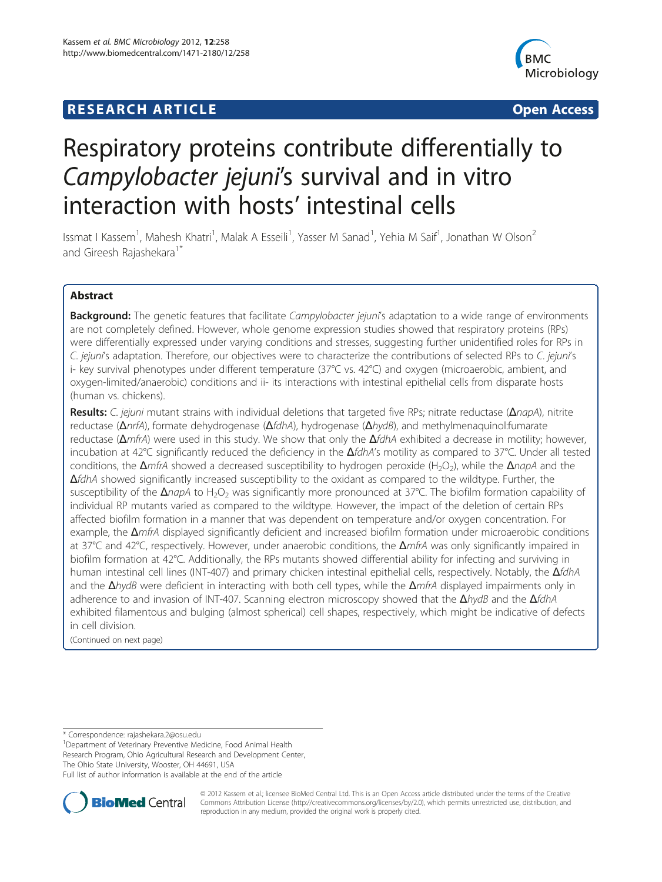# RESEARCH ARTICLE

**Open Access**

# Respiratory proteins contribute differentially to *Campylobacter jejuni*'s survival and in vitro interaction with hosts' intestinal cells

Issmat I Kassem[1], Mahesh Khatri[1], Malak A Esseili[1], Yasser M Sanad[1], Yehia M Saif[1], Jonathan W Olson[2] and Gireesh Rajashekara[1*]

## Abstract

**Background:** The genetic features that facilitate *Campylobacter jejuni*'s adaptation to a wide range of environments are not completely defined. However, whole genome expression studies showed that respiratory proteins (RPs) were differentially expressed under varying conditions and stresses, suggesting further unidentified roles for RPs in *C. jejuni*'s adaptation. Therefore, our objectives were to characterize the contributions of selected RPs to *C. jejuni*'s i- key survival phenotypes under different temperature (37°C vs. 42°C) and oxygen (microaerobic, ambient, and oxygen-limited/anaerobic) conditions and ii- its interactions with intestinal epithelial cells from disparate hosts (human vs. chickens).

**Results:** *C. jejuni* mutant strains with individual deletions that targeted five RPs; nitrate reductase (Δ*napA*), nitrite reductase (Δ*nrfA*), formate dehydrogenase (Δ*fdhA*), hydrogenase (Δ*hydB*), and methylmenaquinol:fumarate reductase (Δ*mfrA*) were used in this study. We show that only the Δ*fdhA* exhibited a decrease in motility; however, incubation at 42°C significantly reduced the deficiency in the Δ*fdhA*'s motility as compared to 37°C. Under all tested conditions, the Δ*mfrA* showed a decreased susceptibility to hydrogen peroxide ($H_2O_2$), while the Δ*napA* and the Δ*fdhA* showed significantly increased susceptibility to the oxidant as compared to the wildtype. Further, the susceptibility of the Δ*napA* to $H_2O_2$ was significantly more pronounced at 37°C. The biofilm formation capability of individual RP mutants varied as compared to the wildtype. However, the impact of the deletion of certain RPs affected biofilm formation in a manner that was dependent on temperature and/or oxygen concentration. For example, the Δ*mfrA* displayed significantly deficient and increased biofilm formation under microaerobic conditions at 37°C and 42°C, respectively. However, under anaerobic conditions, the Δ*mfrA* was only significantly impaired in biofilm formation at 42°C. Additionally, the RPs mutants showed differential ability for infecting and surviving in human intestinal cell lines (INT-407) and primary chicken intestinal epithelial cells, respectively. Notably, the Δ*fdhA* and the Δ*hydB* were deficient in interacting with both cell types, while the Δ*mfrA* displayed impairments only in adherence to and invasion of INT-407. Scanning electron microscopy showed that the Δ*hydB* and the Δ*fdhA* exhibited filamentous and bulging (almost spherical) cell shapes, respectively, which might be indicative of defects in cell division.

(Continued on next page)

---

* Correspondence: rajashekara.2@osu.edu
[1]Department of Veterinary Preventive Medicine, Food Animal Health Research Program, Ohio Agricultural Research and Development Center, The Ohio State University, Wooster, OH 44691, USA
Full list of author information is available at the end of the article

© 2012 Kassem et al.; licensee BioMed Central Ltd. This is an Open Access article distributed under the terms of the Creative Commons Attribution License (http://creativecommons.org/licenses/by/2.0), which permits unrestricted use, distribution, and reproduction in any medium, provided the original work is properly cited.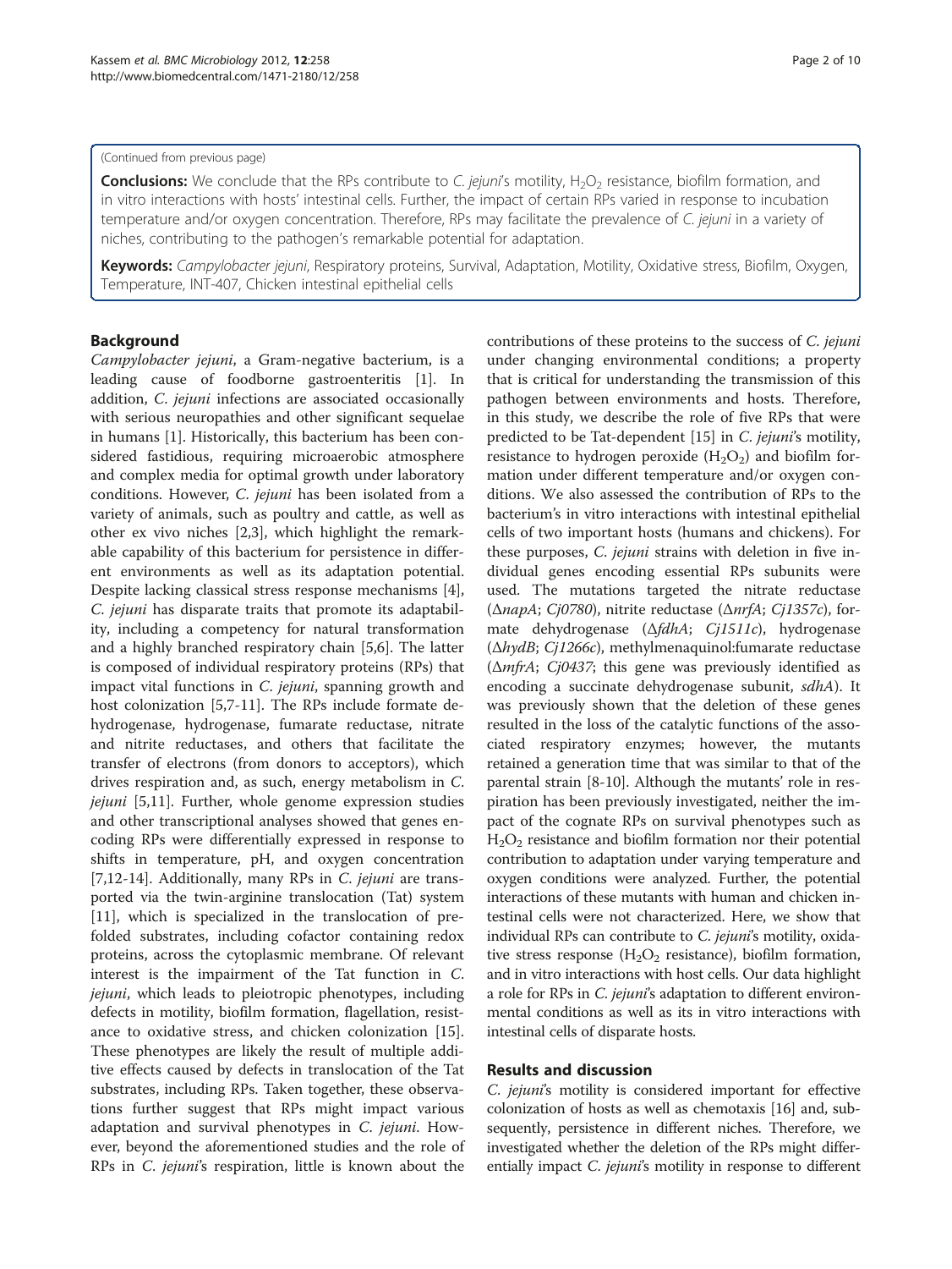(Continued from previous page)

**Conclusions:** We conclude that the RPs contribute to *C. jejuni*'s motility, $H_2O_2$ resistance, biofilm formation, and in vitro interactions with hosts' intestinal cells. Further, the impact of certain RPs varied in response to incubation temperature and/or oxygen concentration. Therefore, RPs may facilitate the prevalence of *C. jejuni* in a variety of niches, contributing to the pathogen's remarkable potential for adaptation.

**Keywords:** *Campylobacter jejuni*, Respiratory proteins, Survival, Adaptation, Motility, Oxidative stress, Biofilm, Oxygen, Temperature, INT-407, Chicken intestinal epithelial cells

## Background

*Campylobacter jejuni*, a Gram-negative bacterium, is a leading cause of foodborne gastroenteritis [1]. In addition, *C. jejuni* infections are associated occasionally with serious neuropathies and other significant sequelae in humans [1]. Historically, this bacterium has been considered fastidious, requiring microaerobic atmosphere and complex media for optimal growth under laboratory conditions. However, *C. jejuni* has been isolated from a variety of animals, such as poultry and cattle, as well as other ex vivo niches [2,3], which highlight the remarkable capability of this bacterium for persistence in different environments as well as its adaptation potential. Despite lacking classical stress response mechanisms [4], *C. jejuni* has disparate traits that promote its adaptability, including a competency for natural transformation and a highly branched respiratory chain [5,6]. The latter is composed of individual respiratory proteins (RPs) that impact vital functions in *C. jejuni*, spanning growth and host colonization [5,7-11]. The RPs include formate dehydrogenase, hydrogenase, fumarate reductase, nitrate and nitrite reductases, and others that facilitate the transfer of electrons (from donors to acceptors), which drives respiration and, as such, energy metabolism in *C. jejuni* [5,11]. Further, whole genome expression studies and other transcriptional analyses showed that genes encoding RPs were differentially expressed in response to shifts in temperature, pH, and oxygen concentration [7,12-14]. Additionally, many RPs in *C. jejuni* are transported via the twin-arginine translocation (Tat) system [11], which is specialized in the translocation of prefolded substrates, including cofactor containing redox proteins, across the cytoplasmic membrane. Of relevant interest is the impairment of the Tat function in *C. jejuni*, which leads to pleiotropic phenotypes, including defects in motility, biofilm formation, flagellation, resistance to oxidative stress, and chicken colonization [15]. These phenotypes are likely the result of multiple additive effects caused by defects in translocation of the Tat substrates, including RPs. Taken together, these observations further suggest that RPs might impact various adaptation and survival phenotypes in *C. jejuni*. However, beyond the aforementioned studies and the role of RPs in *C. jejuni*'s respiration, little is known about the contributions of these proteins to the success of *C. jejuni* under changing environmental conditions; a property that is critical for understanding the transmission of this pathogen between environments and hosts. Therefore, in this study, we describe the role of five RPs that were predicted to be Tat-dependent [15] in *C. jejuni*'s motility, resistance to hydrogen peroxide ($H_2O_2$) and biofilm formation under different temperature and/or oxygen conditions. We also assessed the contribution of RPs to the bacterium's in vitro interactions with intestinal epithelial cells of two important hosts (humans and chickens). For these purposes, *C. jejuni* strains with deletion in five individual genes encoding essential RPs subunits were used. The mutations targeted the nitrate reductase (Δ*napA*; *Cj0780*), nitrite reductase (Δ*nrfA*; *Cj1357c*), formate dehydrogenase (Δ*fdhA*; *Cj1511c*), hydrogenase (Δ*hydB*; *Cj1266c*), methylmenaquinol:fumarate reductase (Δ*mfrA*; *Cj0437*; this gene was previously identified as encoding a succinate dehydrogenase subunit, *sdhA*). It was previously shown that the deletion of these genes resulted in the loss of the catalytic functions of the associated respiratory enzymes; however, the mutants retained a generation time that was similar to that of the parental strain [8-10]. Although the mutants' role in respiration has been previously investigated, neither the impact of the cognate RPs on survival phenotypes such as $H_2O_2$ resistance and biofilm formation nor their potential contribution to adaptation under varying temperature and oxygen conditions were analyzed. Further, the potential interactions of these mutants with human and chicken intestinal cells were not characterized. Here, we show that individual RPs can contribute to *C. jejuni*'s motility, oxidative stress response ($H_2O_2$ resistance), biofilm formation, and in vitro interactions with host cells. Our data highlight a role for RPs in *C. jejuni*'s adaptation to different environmental conditions as well as its in vitro interactions with intestinal cells of disparate hosts.

## Results and discussion

*C. jejuni*'s motility is considered important for effective colonization of hosts as well as chemotaxis [16] and, subsequently, persistence in different niches. Therefore, we investigated whether the deletion of the RPs might differentially impact *C. jejuni*'s motility in response to different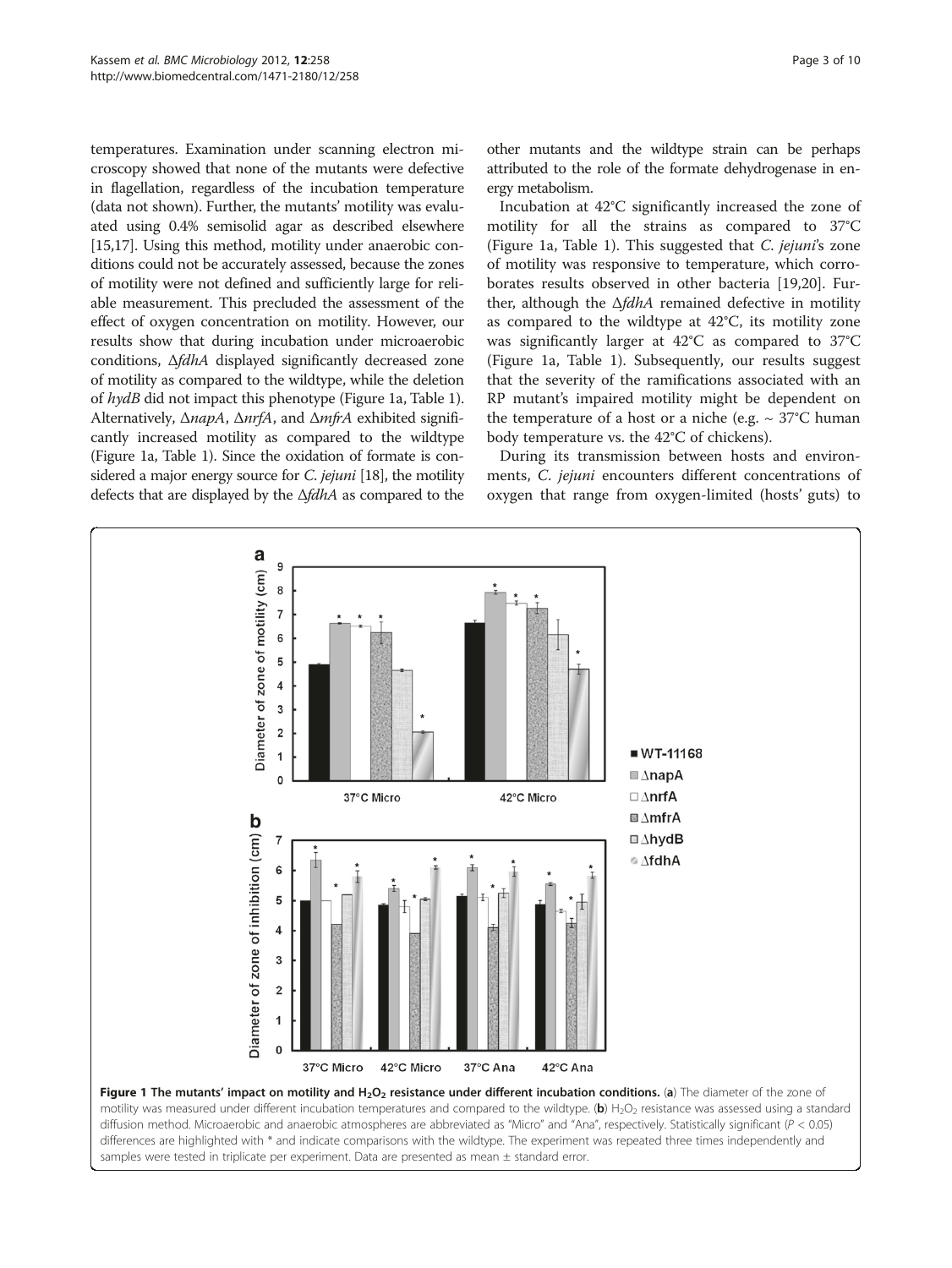temperatures. Examination under scanning electron microscopy showed that none of the mutants were defective in flagellation, regardless of the incubation temperature (data not shown). Further, the mutants' motility was evaluated using 0.4% semisolid agar as described elsewhere [15,17]. Using this method, motility under anaerobic conditions could not be accurately assessed, because the zones of motility were not defined and sufficiently large for reliable measurement. This precluded the assessment of the effect of oxygen concentration on motility. However, our results show that during incubation under microaerobic conditions, Δ*fdhA* displayed significantly decreased zone of motility as compared to the wildtype, while the deletion of *hydB* did not impact this phenotype (Figure 1a, Table 1). Alternatively, Δ*napA*, Δ*nrfA*, and Δ*mfrA* exhibited significantly increased motility as compared to the wildtype (Figure 1a, Table 1). Since the oxidation of formate is considered a major energy source for *C. jejuni* [18], the motility defects that are displayed by the Δ*fdhA* as compared to the other mutants and the wildtype strain can be perhaps attributed to the role of the formate dehydrogenase in energy metabolism.

Incubation at 42°C significantly increased the zone of motility for all the strains as compared to 37°C (Figure 1a, Table 1). This suggested that *C. jejuni*'s zone of motility was responsive to temperature, which corroborates results observed in other bacteria [19,20]. Further, although the Δ*fdhA* remained defective in motility as compared to the wildtype at 42°C, its motility zone was significantly larger at 42°C as compared to 37°C (Figure 1a, Table 1). Subsequently, our results suggest that the severity of the ramifications associated with an RP mutant's impaired motility might be dependent on the temperature of a host or a niche (e.g. ~ 37°C human body temperature vs. the 42°C of chickens).

During its transmission between hosts and environments, *C. jejuni* encounters different concentrations of oxygen that range from oxygen-limited (hosts' guts) to

**Figure 1 The mutants' impact on motility and $H_2O_2$ resistance under different incubation conditions.** (**a**) The diameter of the zone of motility was measured under different incubation temperatures and compared to the wildtype. (**b**) $H_2O_2$ resistance was assessed using a standard diffusion method. Microaerobic and anaerobic atmospheres are abbreviated as "Micro" and "Ana", respectively. Statistically significant ($P < 0.05$) differences are highlighted with * and indicate comparisons with the wildtype. The experiment was repeated three times independently and samples were tested in triplicate per experiment. Data are presented as mean ± standard error.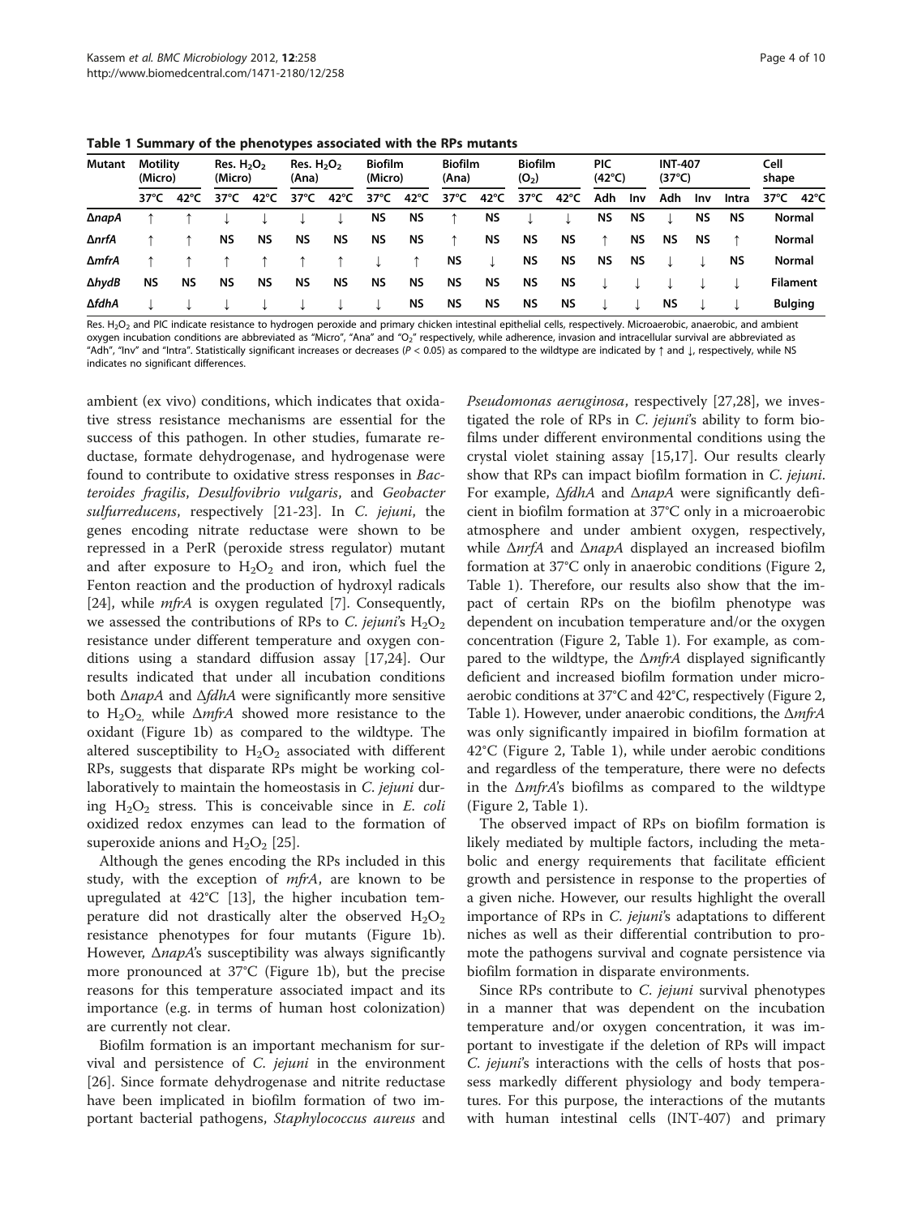**Table 1 Summary of the phenotypes associated with the RPs mutants**

| Mutant | Motility (Micro) | | Res. $H_2O_2$ (Micro) | | Res. $H_2O_2$ (Ana) | | Biofilm (Micro) | | Biofilm (Ana) | | Biofilm ($O_2$) | | PIC (42°C) | | INT-407 (37°C) | | | Cell shape | |
|---|---|---|---|---|---|---|---|---|---|---|---|---|---|---|---|---|---|---|---|
| | 37°C | 42°C | 37°C | 42°C | 37°C | 42°C | 37°C | 42°C | 37°C | 42°C | 37°C | 42°C | Adh | Inv | Adh | Inv | Intra | 37°C | 42°C |
| Δ*napA* | ↑ | ↑ | ↓ | ↓ | ↓ | ↓ | NS | NS | ↑ | NS | ↓ | ↓ | NS | NS | ↓ | NS | NS | Normal | |
| Δ*nrfA* | ↑ | ↑ | NS | NS | NS | NS | NS | NS | ↑ | NS | NS | NS | ↑ | NS | NS | NS | ↑ | Normal | |
| Δ*mfrA* | ↑ | ↑ | ↑ | ↑ | ↑ | ↑ | ↓ | ↑ | NS | ↓ | NS | NS | NS | NS | ↓ | ↓ | NS | Normal | |
| Δ*hydB* | NS | NS | NS | NS | NS | NS | NS | NS | NS | NS | NS | NS | ↓ | ↓ | ↓ | ↓ | ↓ | Filament | |
| Δ*fdhA* | ↓ | ↓ | ↓ | ↓ | ↓ | ↓ | ↓ | NS | NS | NS | NS | NS | ↓ | ↓ | NS | ↓ | ↓ | Bulging | |

Res. $H_2O_2$ and PIC indicate resistance to hydrogen peroxide and primary chicken intestinal epithelial cells, respectively. Microaerobic, anaerobic, and ambient oxygen incubation conditions are abbreviated as "Micro", "Ana" and "$O_2$" respectively, while adherence, invasion and intracellular survival are abbreviated as "Adh", "Inv" and "Intra". Statistically significant increases or decreases ($P < 0.05$) as compared to the wildtype are indicated by ↑ and ↓, respectively, while NS indicates no significant differences.

ambient (ex vivo) conditions, which indicates that oxidative stress resistance mechanisms are essential for the success of this pathogen. In other studies, fumarate reductase, formate dehydrogenase, and hydrogenase were found to contribute to oxidative stress responses in *Bacteroides fragilis*, *Desulfovibrio vulgaris*, and *Geobacter sulfurreducens*, respectively [21-23]. In *C. jejuni*, the genes encoding nitrate reductase were shown to be repressed in a PerR (peroxide stress regulator) mutant and after exposure to $H_2O_2$ and iron, which fuel the Fenton reaction and the production of hydroxyl radicals [24], while *mfrA* is oxygen regulated [7]. Consequently, we assessed the contributions of RPs to *C. jejuni*'s $H_2O_2$ resistance under different temperature and oxygen conditions using a standard diffusion assay [17,24]. Our results indicated that under all incubation conditions both Δ*napA* and Δ*fdhA* were significantly more sensitive to $H_2O_2$, while Δ*mfrA* showed more resistance to the oxidant (Figure 1b) as compared to the wildtype. The altered susceptibility to $H_2O_2$ associated with different RPs, suggests that disparate RPs might be working collaboratively to maintain the homeostasis in *C. jejuni* during $H_2O_2$ stress. This is conceivable since in *E. coli* oxidized redox enzymes can lead to the formation of superoxide anions and $H_2O_2$ [25].

Although the genes encoding the RPs included in this study, with the exception of *mfrA*, are known to be upregulated at 42°C [13], the higher incubation temperature did not drastically alter the observed $H_2O_2$ resistance phenotypes for four mutants (Figure 1b). However, Δ*napA*'s susceptibility was always significantly more pronounced at 37°C (Figure 1b), but the precise reasons for this temperature associated impact and its importance (e.g. in terms of human host colonization) are currently not clear.

Biofilm formation is an important mechanism for survival and persistence of *C. jejuni* in the environment [26]. Since formate dehydrogenase and nitrite reductase have been implicated in biofilm formation of two important bacterial pathogens, *Staphylococcus aureus* and *Pseudomonas aeruginosa*, respectively [27,28], we investigated the role of RPs in *C. jejuni*'s ability to form biofilms under different environmental conditions using the crystal violet staining assay [15,17]. Our results clearly show that RPs can impact biofilm formation in *C. jejuni*. For example, Δ*fdhA* and Δ*napA* were significantly deficient in biofilm formation at 37°C only in a microaerobic atmosphere and under ambient oxygen, respectively, while Δ*nrfA* and Δ*napA* displayed an increased biofilm formation at 37°C only in anaerobic conditions (Figure 2, Table 1). Therefore, our results also show that the impact of certain RPs on the biofilm phenotype was dependent on incubation temperature and/or the oxygen concentration (Figure 2, Table 1). For example, as compared to the wildtype, the Δ*mfrA* displayed significantly deficient and increased biofilm formation under microaerobic conditions at 37°C and 42°C, respectively (Figure 2, Table 1). However, under anaerobic conditions, the Δ*mfrA* was only significantly impaired in biofilm formation at 42°C (Figure 2, Table 1), while under aerobic conditions and regardless of the temperature, there were no defects in the Δ*mfrA*'s biofilms as compared to the wildtype (Figure 2, Table 1).

The observed impact of RPs on biofilm formation is likely mediated by multiple factors, including the metabolic and energy requirements that facilitate efficient growth and persistence in response to the properties of a given niche. However, our results highlight the overall importance of RPs in *C. jejuni*'s adaptations to different niches as well as their differential contribution to promote the pathogens survival and cognate persistence via biofilm formation in disparate environments.

Since RPs contribute to *C. jejuni* survival phenotypes in a manner that was dependent on the incubation temperature and/or oxygen concentration, it was important to investigate if the deletion of RPs will impact *C. jejuni*'s interactions with the cells of hosts that possess markedly different physiology and body temperatures. For this purpose, the interactions of the mutants with human intestinal cells (INT-407) and primary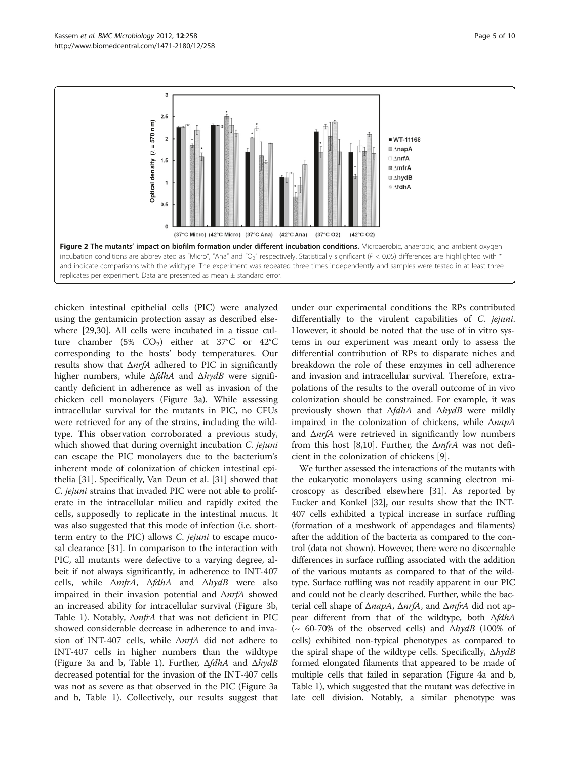**Figure 2 The mutants' impact on biofilm formation under different incubation conditions.** Microaerobic, anaerobic, and ambient oxygen incubation conditions are abbreviated as "Micro", "Ana" and "$O_2$" respectively. Statistically significant ($P < 0.05$) differences are highlighted with * and indicate comparisons with the wildtype. The experiment was repeated three times independently and samples were tested in at least three replicates per experiment. Data are presented as mean ± standard error.

chicken intestinal epithelial cells (PIC) were analyzed using the gentamicin protection assay as described elsewhere [29,30]. All cells were incubated in a tissue culture chamber (5% $CO_2$) either at 37°C or 42°C corresponding to the hosts' body temperatures. Our results show that Δ*nrfA* adhered to PIC in significantly higher numbers, while Δ*fdhA* and Δ*hydB* were significantly deficient in adherence as well as invasion of the chicken cell monolayers (Figure 3a). While assessing intracellular survival for the mutants in PIC, no CFUs were retrieved for any of the strains, including the wildtype. This observation corroborated a previous study, which showed that during overnight incubation *C. jejuni* can escape the PIC monolayers due to the bacterium's inherent mode of colonization of chicken intestinal epithelia [31]. Specifically, Van Deun et al. [31] showed that *C. jejuni* strains that invaded PIC were not able to proliferate in the intracellular milieu and rapidly exited the cells, supposedly to replicate in the intestinal mucus. It was also suggested that this mode of infection (i.e. short-term entry to the PIC) allows *C. jejuni* to escape mucosal clearance [31]. In comparison to the interaction with PIC, all mutants were defective to a varying degree, albeit if not always significantly, in adherence to INT-407 cells, while Δ*mfrA*, Δ*fdhA* and Δ*hydB* were also impaired in their invasion potential and Δ*nrfA* showed an increased ability for intracellular survival (Figure 3b, Table 1). Notably, Δ*mfrA* that was not deficient in PIC showed considerable decrease in adherence to and invasion of INT-407 cells, while Δ*nrfA* did not adhere to INT-407 cells in higher numbers than the wildtype (Figure 3a and b, Table 1). Further, Δ*fdhA* and Δ*hydB* decreased potential for the invasion of the INT-407 cells was not as severe as that observed in the PIC (Figure 3a and b, Table 1). Collectively, our results suggest that under our experimental conditions the RPs contributed differentially to the virulent capabilities of *C. jejuni*. However, it should be noted that the use of in vitro systems in our experiment was meant only to assess the differential contribution of RPs to disparate niches and breakdown the role of these enzymes in cell adherence and invasion and intracellular survival. Therefore, extrapolations of the results to the overall outcome of in vivo colonization should be constrained. For example, it was previously shown that Δ*fdhA* and Δ*hydB* were mildly impaired in the colonization of chickens, while Δ*napA* and Δ*nrfA* were retrieved in significantly low numbers from this host [8,10]. Further, the Δ*mfrA* was not deficient in the colonization of chickens [9].

We further assessed the interactions of the mutants with the eukaryotic monolayers using scanning electron microscopy as described elsewhere [31]. As reported by Eucker and Konkel [32], our results show that the INT-407 cells exhibited a typical increase in surface ruffling (formation of a meshwork of appendages and filaments) after the addition of the bacteria as compared to the control (data not shown). However, there were no discernable differences in surface ruffling associated with the addition of the various mutants as compared to that of the wildtype. Surface ruffling was not readily apparent in our PIC and could not be clearly described. Further, while the bacterial cell shape of Δ*napA*, Δ*nrfA*, and Δ*mfrA* did not appear different from that of the wildtype, both Δ*fdhA* (~ 60-70% of the observed cells) and Δ*hydB* (100% of cells) exhibited non-typical phenotypes as compared to the spiral shape of the wildtype cells. Specifically, Δ*hydB* formed elongated filaments that appeared to be made of multiple cells that failed in separation (Figure 4a and b, Table 1), which suggested that the mutant was defective in late cell division. Notably, a similar phenotype was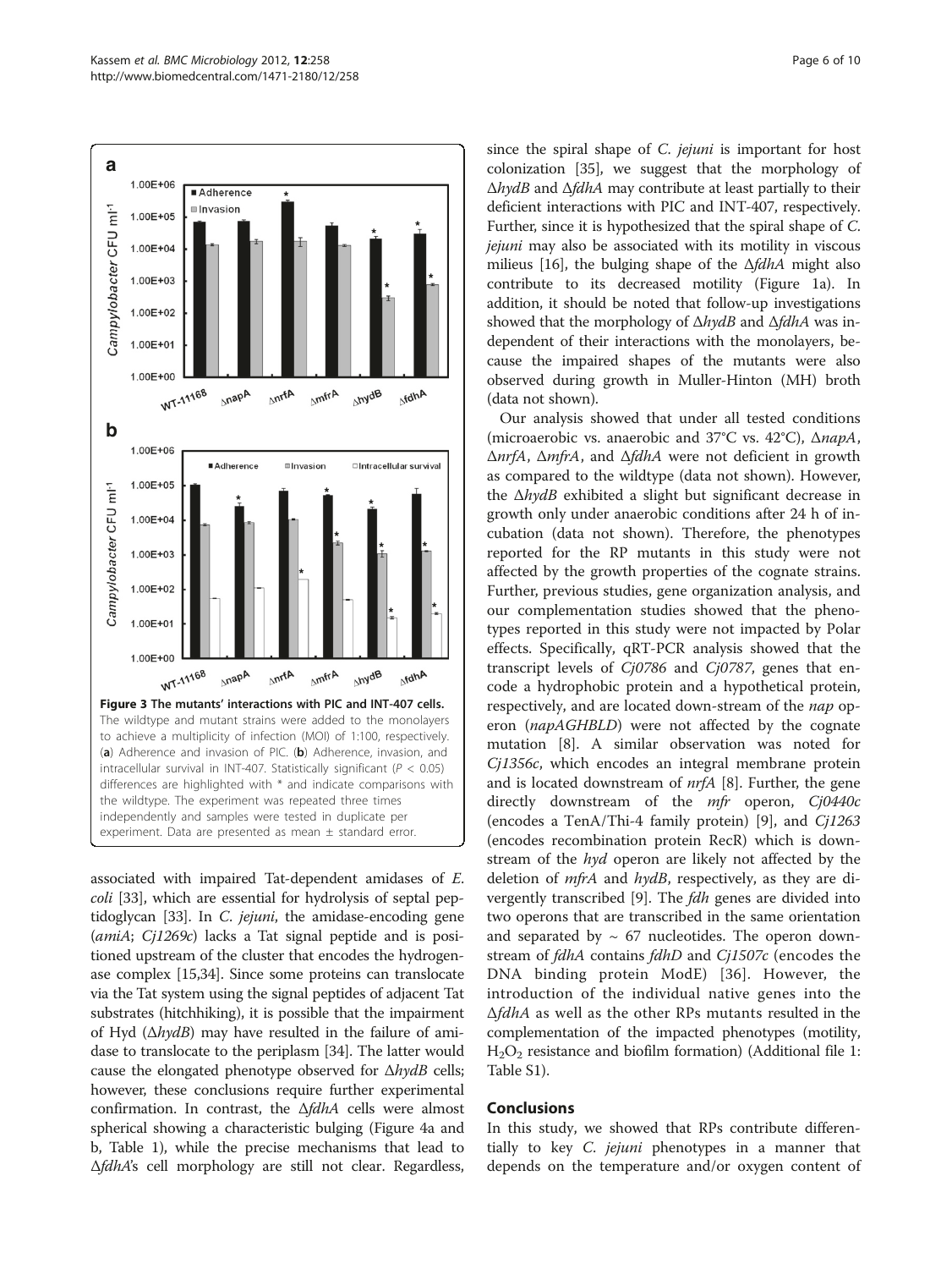Figure 3 The mutants' interactions with PIC and INT-407 cells. The wildtype and mutant strains were added to the monolayers to achieve a multiplicity of infection (MOI) of 1:100, respectively. (**a**) Adherence and invasion of PIC. (**b**) Adherence, invasion, and intracellular survival in INT-407. Statistically significant ($P < 0.05$) differences are highlighted with * and indicate comparisons with the wildtype. The experiment was repeated three times independently and samples were tested in duplicate per experiment. Data are presented as mean ± standard error.

associated with impaired Tat-dependent amidases of *E. coli* [33], which are essential for hydrolysis of septal peptidoglycan [33]. In *C. jejuni*, the amidase-encoding gene (*amiA*; *Cj1269c*) lacks a Tat signal peptide and is positioned upstream of the cluster that encodes the hydrogenase complex [15,34]. Since some proteins can translocate via the Tat system using the signal peptides of adjacent Tat substrates (hitchhiking), it is possible that the impairment of Hyd (Δ*hydB*) may have resulted in the failure of amidase to translocate to the periplasm [34]. The latter would cause the elongated phenotype observed for Δ*hydB* cells; however, these conclusions require further experimental confirmation. In contrast, the Δ*fdhA* cells were almost spherical showing a characteristic bulging (Figure 4a and b, Table 1), while the precise mechanisms that lead to Δ*fdhA*'s cell morphology are still not clear. Regardless, since the spiral shape of *C. jejuni* is important for host colonization [35], we suggest that the morphology of Δ*hydB* and Δ*fdhA* may contribute at least partially to their deficient interactions with PIC and INT-407, respectively. Further, since it is hypothesized that the spiral shape of *C. jejuni* may also be associated with its motility in viscous milieus [16], the bulging shape of the Δ*fdhA* might also contribute to its decreased motility (Figure 1a). In addition, it should be noted that follow-up investigations showed that the morphology of Δ*hydB* and Δ*fdhA* was independent of their interactions with the monolayers, because the impaired shapes of the mutants were also observed during growth in Muller-Hinton (MH) broth (data not shown).

Our analysis showed that under all tested conditions (microaerobic vs. anaerobic and 37°C vs. 42°C), Δ*napA*, Δ*nrfA*, Δ*mfrA*, and Δ*fdhA* were not deficient in growth as compared to the wildtype (data not shown). However, the Δ*hydB* exhibited a slight but significant decrease in growth only under anaerobic conditions after 24 h of incubation (data not shown). Therefore, the phenotypes reported for the RP mutants in this study were not affected by the growth properties of the cognate strains. Further, previous studies, gene organization analysis, and our complementation studies showed that the phenotypes reported in this study were not impacted by Polar effects. Specifically, qRT-PCR analysis showed that the transcript levels of *Cj0786* and *Cj0787*, genes that encode a hydrophobic protein and a hypothetical protein, respectively, and are located down-stream of the *nap* operon (*napAGHBLD*) were not affected by the cognate mutation [8]. A similar observation was noted for *Cj1356c*, which encodes an integral membrane protein and is located downstream of *nrfA* [8]. Further, the gene directly downstream of the *mfr* operon, *Cj0440c* (encodes a TenA/Thi-4 family protein) [9], and *Cj1263* (encodes recombination protein RecR) which is downstream of the *hyd* operon are likely not affected by the deletion of *mfrA* and *hydB*, respectively, as they are divergently transcribed [9]. The *fdh* genes are divided into two operons that are transcribed in the same orientation and separated by ~ 67 nucleotides. The operon downstream of *fdhA* contains *fdhD* and *Cj1507c* (encodes the DNA binding protein ModE) [36]. However, the introduction of the individual native genes into the Δ*fdhA* as well as the other RPs mutants resulted in the complementation of the impacted phenotypes (motility, $H_2O_2$ resistance and biofilm formation) (Additional file 1: Table S1).

## Conclusions

In this study, we showed that RPs contribute differentially to key *C. jejuni* phenotypes in a manner that depends on the temperature and/or oxygen content of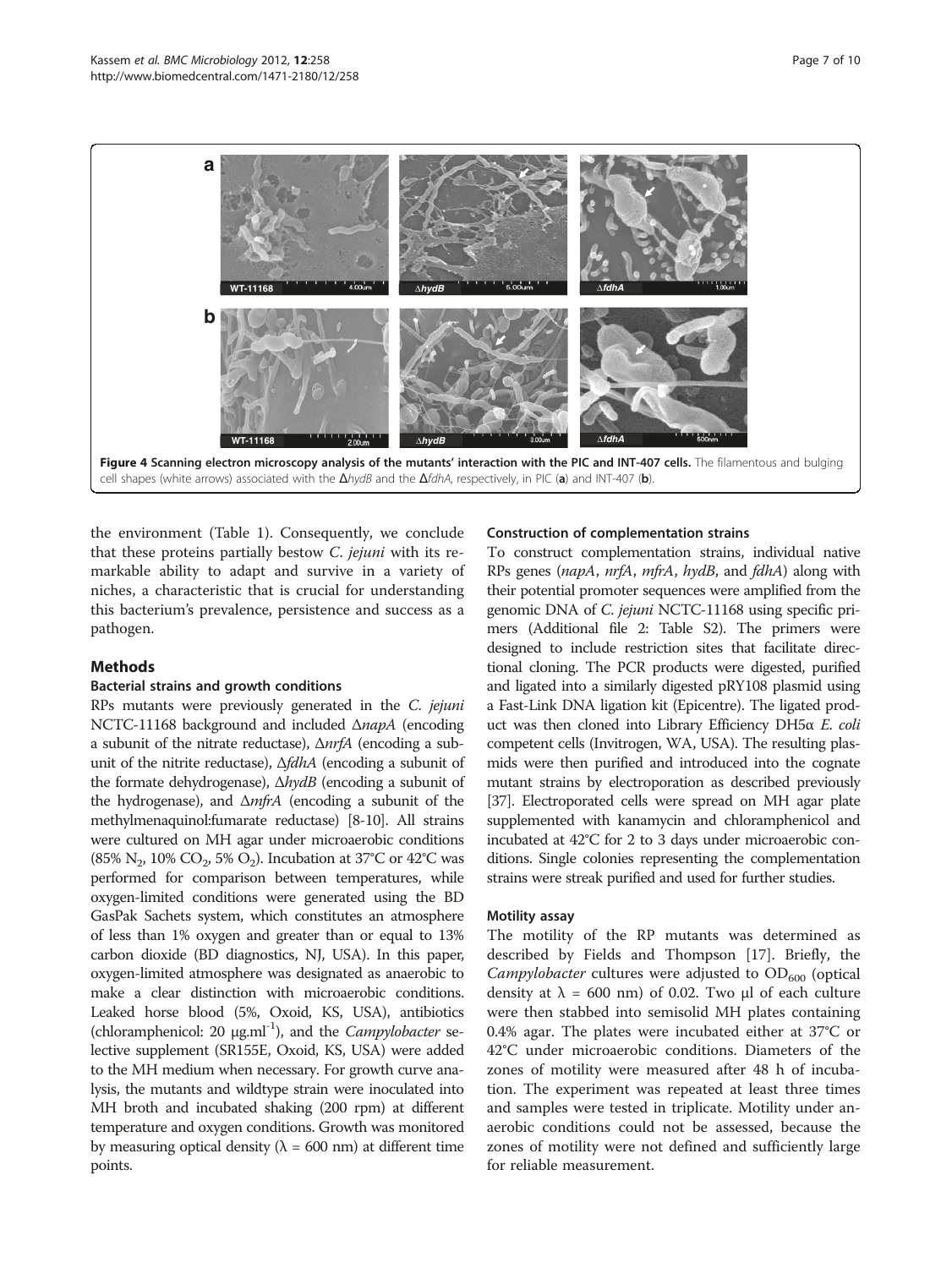**Figure 4 Scanning electron microscopy analysis of the mutants' interaction with the PIC and INT-407 cells.** The filamentous and bulging cell shapes (white arrows) associated with the Δ*hydB* and the Δ*fdhA*, respectively, in PIC (**a**) and INT-407 (**b**).

the environment (Table 1). Consequently, we conclude that these proteins partially bestow *C. jejuni* with its remarkable ability to adapt and survive in a variety of niches, a characteristic that is crucial for understanding this bacterium's prevalence, persistence and success as a pathogen.

## Methods

### Bacterial strains and growth conditions

RPs mutants were previously generated in the *C. jejuni* NCTC-11168 background and included Δ*napA* (encoding a subunit of the nitrate reductase), Δ*nrfA* (encoding a subunit of the nitrite reductase), Δ*fdhA* (encoding a subunit of the formate dehydrogenase), Δ*hydB* (encoding a subunit of the hydrogenase), and Δ*mfrA* (encoding a subunit of the methylmenaquinol:fumarate reductase) [8-10]. All strains were cultured on MH agar under microaerobic conditions (85% $N_2$, 10% $CO_2$, 5% $O_2$). Incubation at 37°C or 42°C was performed for comparison between temperatures, while oxygen-limited conditions were generated using the BD GasPak Sachets system, which constitutes an atmosphere of less than 1% oxygen and greater than or equal to 13% carbon dioxide (BD diagnostics, NJ, USA). In this paper, oxygen-limited atmosphere was designated as anaerobic to make a clear distinction with microaerobic conditions. Leaked horse blood (5%, Oxoid, KS, USA), antibiotics (chloramphenicol: 20 $\mu g.ml^{-1}$), and the *Campylobacter* selective supplement (SR155E, Oxoid, KS, USA) were added to the MH medium when necessary. For growth curve analysis, the mutants and wildtype strain were inoculated into MH broth and incubated shaking (200 rpm) at different temperature and oxygen conditions. Growth was monitored by measuring optical density ($\lambda$ = 600 nm) at different time points.

### Construction of complementation strains

To construct complementation strains, individual native RPs genes (*napA*, *nrfA*, *mfrA*, *hydB*, and *fdhA*) along with their potential promoter sequences were amplified from the genomic DNA of *C. jejuni* NCTC-11168 using specific primers (Additional file 2: Table S2). The primers were designed to include restriction sites that facilitate directional cloning. The PCR products were digested, purified and ligated into a similarly digested pRY108 plasmid using a Fast-Link DNA ligation kit (Epicentre). The ligated product was then cloned into Library Efficiency DH5α *E. coli* competent cells (Invitrogen, WA, USA). The resulting plasmids were then purified and introduced into the cognate mutant strains by electroporation as described previously [37]. Electroporated cells were spread on MH agar plate supplemented with kanamycin and chloramphenicol and incubated at 42°C for 2 to 3 days under microaerobic conditions. Single colonies representing the complementation strains were streak purified and used for further studies.

### Motility assay

The motility of the RP mutants was determined as described by Fields and Thompson [17]. Briefly, the *Campylobacter* cultures were adjusted to $OD_{600}$ (optical density at $\lambda$ = 600 nm) of 0.02. Two µl of each culture were then stabbed into semisolid MH plates containing 0.4% agar. The plates were incubated either at 37°C or 42°C under microaerobic conditions. Diameters of the zones of motility were measured after 48 h of incubation. The experiment was repeated at least three times and samples were tested in triplicate. Motility under anaerobic conditions could not be assessed, because the zones of motility were not defined and sufficiently large for reliable measurement.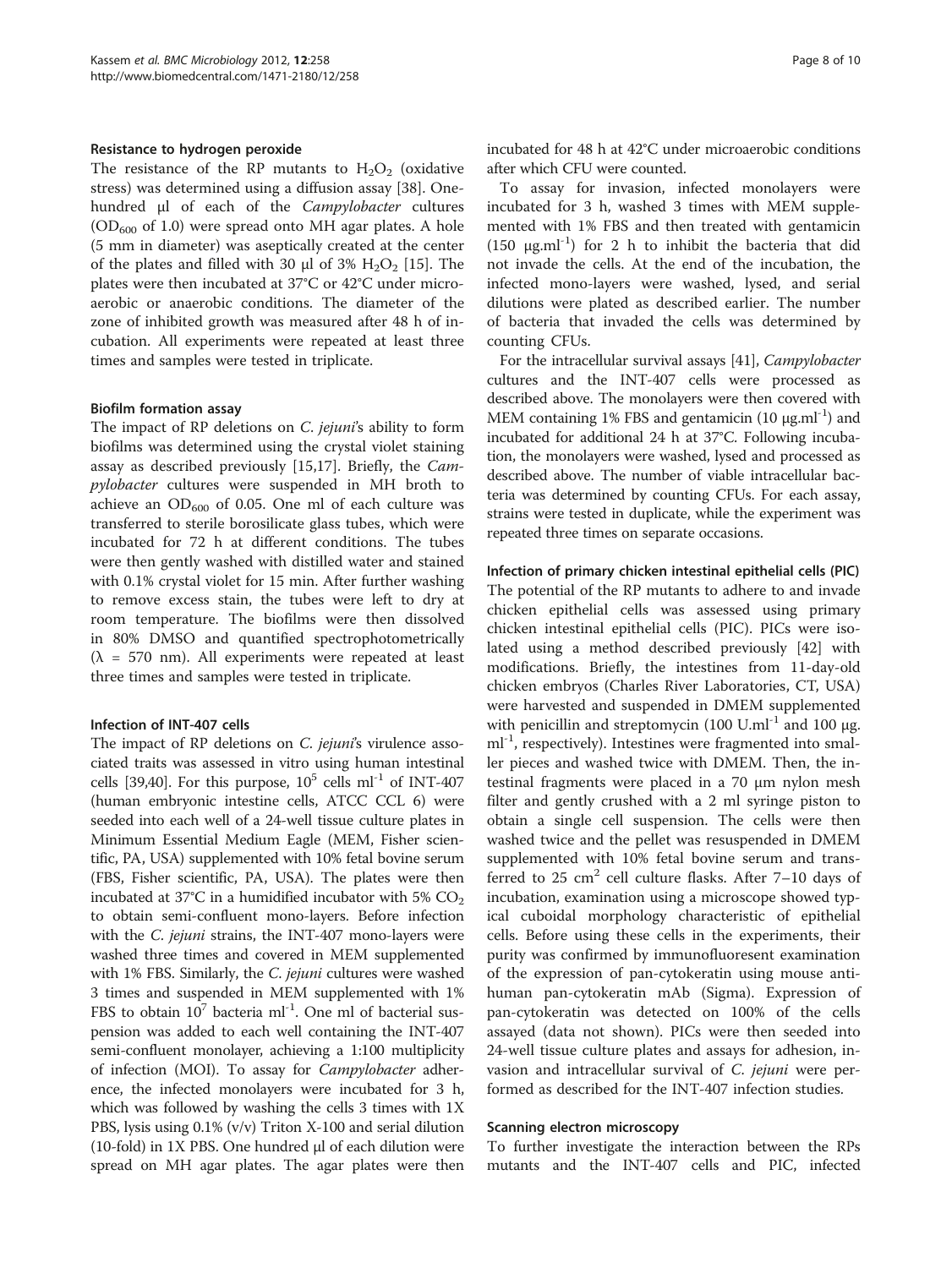#### Resistance to hydrogen peroxide

The resistance of the RP mutants to $H_2O_2$ (oxidative stress) was determined using a diffusion assay [38]. One-hundred µl of each of the *Campylobacter* cultures ($OD_{600}$ of 1.0) were spread onto MH agar plates. A hole (5 mm in diameter) was aseptically created at the center of the plates and filled with 30 µl of 3% $H_2O_2$ [15]. The plates were then incubated at 37°C or 42°C under microaerobic or anaerobic conditions. The diameter of the zone of inhibited growth was measured after 48 h of incubation. All experiments were repeated at least three times and samples were tested in triplicate.

#### Biofilm formation assay

The impact of RP deletions on *C. jejuni*'s ability to form biofilms was determined using the crystal violet staining assay as described previously [15,17]. Briefly, the *Campylobacter* cultures were suspended in MH broth to achieve an $OD_{600}$ of 0.05. One ml of each culture was transferred to sterile borosilicate glass tubes, which were incubated for 72 h at different conditions. The tubes were then gently washed with distilled water and stained with 0.1% crystal violet for 15 min. After further washing to remove excess stain, the tubes were left to dry at room temperature. The biofilms were then dissolved in 80% DMSO and quantified spectrophotometrically ($\lambda$ = 570 nm). All experiments were repeated at least three times and samples were tested in triplicate.

#### Infection of INT-407 cells

The impact of RP deletions on *C. jejuni*'s virulence associated traits was assessed in vitro using human intestinal cells [39,40]. For this purpose, $10^5$ cells ml$^{-1}$ of INT-407 (human embryonic intestine cells, ATCC CCL 6) were seeded into each well of a 24-well tissue culture plates in Minimum Essential Medium Eagle (MEM, Fisher scientific, PA, USA) supplemented with 10% fetal bovine serum (FBS, Fisher scientific, PA, USA). The plates were then incubated at 37°C in a humidified incubator with 5% $CO_2$ to obtain semi-confluent mono-layers. Before infection with the *C. jejuni* strains, the INT-407 mono-layers were washed three times and covered in MEM supplemented with 1% FBS. Similarly, the *C. jejuni* cultures were washed 3 times and suspended in MEM supplemented with 1% FBS to obtain $10^7$ bacteria ml$^{-1}$. One ml of bacterial suspension was added to each well containing the INT-407 semi-confluent monolayer, achieving a 1:100 multiplicity of infection (MOI). To assay for *Campylobacter* adherence, the infected monolayers were incubated for 3 h, which was followed by washing the cells 3 times with 1X PBS, lysis using 0.1% (v/v) Triton X-100 and serial dilution (10-fold) in 1X PBS. One hundred µl of each dilution were spread on MH agar plates. The agar plates were then incubated for 48 h at 42°C under microaerobic conditions after which CFU were counted.

To assay for invasion, infected monolayers were incubated for 3 h, washed 3 times with MEM supplemented with 1% FBS and then treated with gentamicin (150 µg.ml$^{-1}$) for 2 h to inhibit the bacteria that did not invade the cells. At the end of the incubation, the infected mono-layers were washed, lysed, and serial dilutions were plated as described earlier. The number of bacteria that invaded the cells was determined by counting CFUs.

For the intracellular survival assays [41], *Campylobacter* cultures and the INT-407 cells were processed as described above. The monolayers were then covered with MEM containing 1% FBS and gentamicin (10 µg.ml$^{-1}$) and incubated for additional 24 h at 37°C. Following incubation, the monolayers were washed, lysed and processed as described above. The number of viable intracellular bacteria was determined by counting CFUs. For each assay, strains were tested in duplicate, while the experiment was repeated three times on separate occasions.

#### Infection of primary chicken intestinal epithelial cells (PIC)

The potential of the RP mutants to adhere to and invade chicken epithelial cells was assessed using primary chicken intestinal epithelial cells (PIC). PICs were isolated using a method described previously [42] with modifications. Briefly, the intestines from 11-day-old chicken embryos (Charles River Laboratories, CT, USA) were harvested and suspended in DMEM supplemented with penicillin and streptomycin (100 U.ml$^{-1}$ and 100 µg. ml$^{-1}$, respectively). Intestines were fragmented into smaller pieces and washed twice with DMEM. Then, the intestinal fragments were placed in a 70 µm nylon mesh filter and gently crushed with a 2 ml syringe piston to obtain a single cell suspension. The cells were then washed twice and the pellet was resuspended in DMEM supplemented with 10% fetal bovine serum and transferred to 25 cm$^2$ cell culture flasks. After 7–10 days of incubation, examination using a microscope showed typical cuboidal morphology characteristic of epithelial cells. Before using these cells in the experiments, their purity was confirmed by immunofluoresent examination of the expression of pan-cytokeratin using mouse anti-human pan-cytokeratin mAb (Sigma). Expression of pan-cytokeratin was detected on 100% of the cells assayed (data not shown). PICs were then seeded into 24-well tissue culture plates and assays for adhesion, invasion and intracellular survival of *C. jejuni* were performed as described for the INT-407 infection studies.

#### Scanning electron microscopy

To further investigate the interaction between the RPs mutants and the INT-407 cells and PIC, infected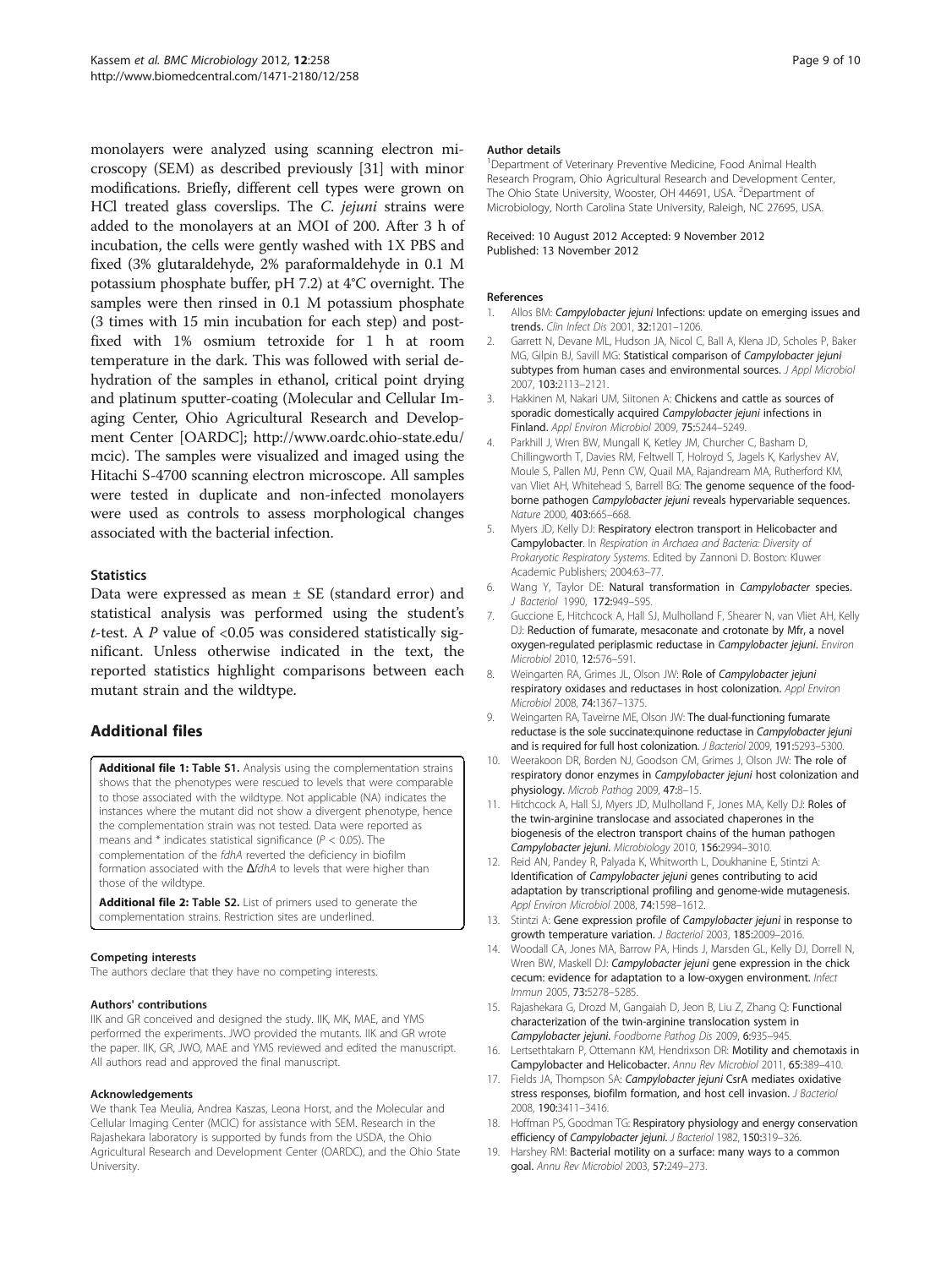monolayers were analyzed using scanning electron microscopy (SEM) as described previously [31] with minor modifications. Briefly, different cell types were grown on HCl treated glass coverslips. The *C. jejuni* strains were added to the monolayers at an MOI of 200. After 3 h of incubation, the cells were gently washed with 1X PBS and fixed (3% glutaraldehyde, 2% paraformaldehyde in 0.1 M potassium phosphate buffer, pH 7.2) at 4°C overnight. The samples were then rinsed in 0.1 M potassium phosphate (3 times with 15 min incubation for each step) and post-fixed with 1% osmium tetroxide for 1 h at room temperature in the dark. This was followed with serial dehydration of the samples in ethanol, critical point drying and platinum sputter-coating (Molecular and Cellular Imaging Center, Ohio Agricultural Research and Development Center [OARDC]; http://www.oardc.ohio-state.edu/mcic). The samples were visualized and imaged using the Hitachi S-4700 scanning electron microscope. All samples were tested in duplicate and non-infected monolayers were used as controls to assess morphological changes associated with the bacterial infection.

### Statistics

Data were expressed as mean ± SE (standard error) and statistical analysis was performed using the student's *t*-test. A *P* value of <0.05 was considered statistically significant. Unless otherwise indicated in the text, the reported statistics highlight comparisons between each mutant strain and the wildtype.

## Additional files

**Additional file 1: Table S1.** Analysis using the complementation strains shows that the phenotypes were rescued to levels that were comparable to those associated with the wildtype. Not applicable (NA) indicates the instances where the mutant did not show a divergent phenotype, hence the complementation strain was not tested. Data were reported as means and * indicates statistical significance ($P < 0.05$). The complementation of the *fdhA* reverted the deficiency in biofilm formation associated with the Δ*fdhA* to levels that were higher than those of the wildtype.

**Additional file 2: Table S2.** List of primers used to generate the complementation strains. Restriction sites are underlined.

#### Competing interests

The authors declare that they have no competing interests.

#### Authors' contributions

IIK and GR conceived and designed the study. IIK, MK, MAE, and YMS performed the experiments. JWO provided the mutants. IIK and GR wrote the paper. IIK, GR, JWO, MAE and YMS reviewed and edited the manuscript. All authors read and approved the final manuscript.

#### Acknowledgements

We thank Tea Meulia, Andrea Kaszas, Leona Horst, and the Molecular and Cellular Imaging Center (MCIC) for assistance with SEM. Research in the Rajashekara laboratory is supported by funds from the USDA, the Ohio Agricultural Research and Development Center (OARDC), and the Ohio State University.

#### Author details

[1]Department of Veterinary Preventive Medicine, Food Animal Health Research Program, Ohio Agricultural Research and Development Center, The Ohio State University, Wooster, OH 44691, USA. [2]Department of Microbiology, North Carolina State University, Raleigh, NC 27695, USA.

Received: 10 August 2012 Accepted: 9 November 2012
Published: 13 November 2012

#### References

1. Allos BM: *Campylobacter jejuni* Infections: update on emerging issues and trends. *Clin Infect Dis* 2001, **32:**1201–1206.
2. Garrett N, Devane ML, Hudson JA, Nicol C, Ball A, Klena JD, Scholes P, Baker MG, Gilpin BJ, Savill MG: **Statistical comparison of *Campylobacter jejuni* subtypes from human cases and environmental sources.** *J Appl Microbiol* 2007, **103:**2113–2121.
3. Hakkinen M, Nakari UM, Siitonen A: **Chickens and cattle as sources of sporadic domestically acquired *Campylobacter jejuni* infections in Finland.** *Appl Environ Microbiol* 2009, **75:**5244–5249.
4. Parkhill J, Wren BW, Mungall K, Ketley JM, Churcher C, Basham D, Chillingworth T, Davies RM, Feltwell T, Holroyd S, Jagels K, Karlyshev AV, Moule S, Pallen MJ, Penn CW, Quail MA, Rajandream MA, Rutherford KM, van Vliet AH, Whitehead S, Barrell BG: **The genome sequence of the food-borne pathogen *Campylobacter jejuni* reveals hypervariable sequences.** *Nature* 2000, **403:**665–668.
5. Myers JD, Kelly DJ: **Respiratory electron transport in Helicobacter and Campylobacter.** In *Respiration in Archaea and Bacteria: Diversity of Prokaryotic Respiratory Systems*. Edited by Zannoni D. Boston: Kluwer Academic Publishers; 2004:63–77.
6. Wang Y, Taylor DE: **Natural transformation in *Campylobacter* species.** *J Bacteriol* 1990, **172:**949–595.
7. Guccione E, Hitchcock A, Hall SJ, Mulholland F, Shearer N, van Vliet AH, Kelly DJ: **Reduction of fumarate, mesaconate and crotonate by Mfr, a novel oxygen-regulated periplasmic reductase in *Campylobacter jejuni*.** *Environ Microbiol* 2010, **12:**576–591.
8. Weingarten RA, Grimes JL, Olson JW: **Role of *Campylobacter jejuni* respiratory oxidases and reductases in host colonization.** *Appl Environ Microbiol* 2008, **74:**1367–1375.
9. Weingarten RA, Taveirne ME, Olson JW: **The dual-functioning fumarate reductase is the sole succinate:quinone reductase in *Campylobacter jejuni* and is required for full host colonization.** *J Bacteriol* 2009, **191:**5293–5300.
10. Weerakoon DR, Borden NJ, Goodson CM, Grimes J, Olson JW: **The role of respiratory donor enzymes in *Campylobacter jejuni* host colonization and physiology.** *Microb Pathog* 2009, **47:**8–15.
11. Hitchcock A, Hall SJ, Myers JD, Mulholland F, Jones MA, Kelly DJ: **Roles of the twin-arginine translocase and associated chaperones in the biogenesis of the electron transport chains of the human pathogen *Campylobacter jejuni*.** *Microbiology* 2010, **156:**2994–3010.
12. Reid AN, Pandey R, Palyada K, Whitworth L, Doukhanine E, Stintzi A: **Identification of *Campylobacter jejuni* genes contributing to acid adaptation by transcriptional profiling and genome-wide mutagenesis.** *Appl Environ Microbiol* 2008, **74:**1598–1612.
13. Stintzi A: **Gene expression profile of *Campylobacter jejuni* in response to growth temperature variation.** *J Bacteriol* 2003, **185:**2009–2016.
14. Woodall CA, Jones MA, Barrow PA, Hinds J, Marsden GL, Kelly DJ, Dorrell N, Wren BW, Maskell DJ: ***Campylobacter jejuni* gene expression in the chick cecum: evidence for adaptation to a low-oxygen environment.** *Infect Immun* 2005, **73:**5278–5285.
15. Rajashekara G, Drozd M, Gangaiah D, Jeon B, Liu Z, Zhang Q: **Functional characterization of the twin-arginine translocation system in *Campylobacter jejuni*.** *Foodborne Pathog Dis* 2009, **6:**935–945.
16. Lertsethtakarn P, Ottemann KM, Hendrixson DR: **Motility and chemotaxis in Campylobacter and Helicobacter.** *Annu Rev Microbiol* 2011, **65:**389–410.
17. Fields JA, Thompson SA: ***Campylobacter jejuni* CsrA mediates oxidative stress responses, biofilm formation, and host cell invasion.** *J Bacteriol* 2008, **190:**3411–3416.
18. Hoffman PS, Goodman TG: **Respiratory physiology and energy conservation efficiency of *Campylobacter jejuni*.** *J Bacteriol* 1982, **150:**319–326.
19. Harshey RM: **Bacterial motility on a surface: many ways to a common goal.** *Annu Rev Microbiol* 2003, **57:**249–273.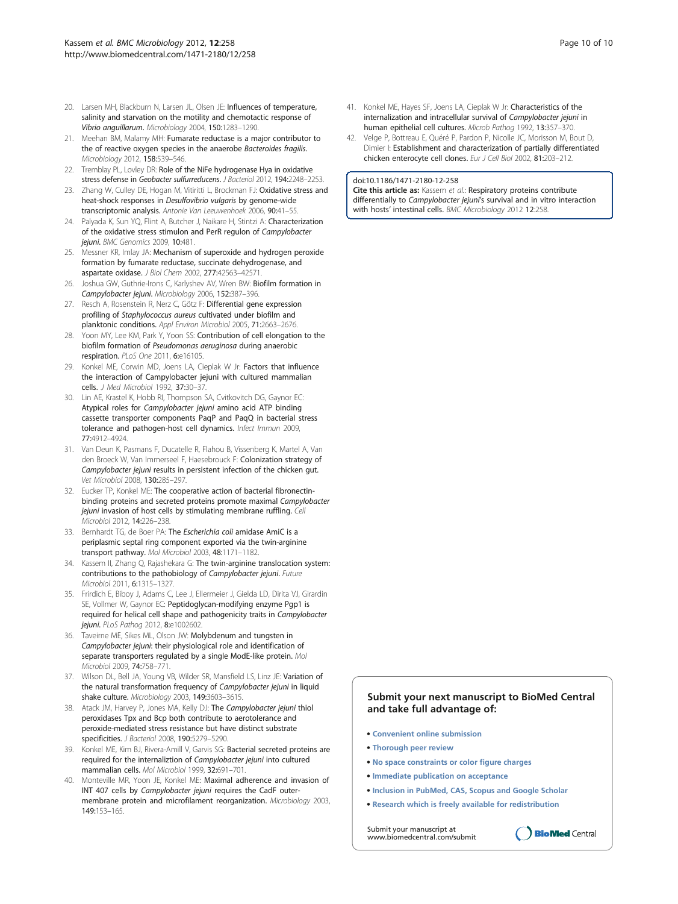20. Larsen MH, Blackburn N, Larsen JL, Olsen JE: Influences of temperature, salinity and starvation on the motility and chemotactic response of *Vibrio anguillarum*. *Microbiology* 2004, 150:1283–1290.
21. Meehan BM, Malamy MH: Fumarate reductase is a major contributor to the of reactive oxygen species in the anaerobe *Bacteroides fragilis*. *Microbiology* 2012, 158:539–546.
22. Tremblay PL, Lovley DR: Role of the NiFe hydrogenase Hya in oxidative stress defense in *Geobacter sulfurreducens*. *J Bacteriol* 2012, 194:2248–2253.
23. Zhang W, Culley DE, Hogan M, Vitiritti L, Brockman FJ: Oxidative stress and heat-shock responses in *Desulfovibrio vulgaris* by genome-wide transcriptomic analysis. *Antonie Van Leeuwenhoek* 2006, 90:41–55.
24. Palyada K, Sun YQ, Flint A, Butcher J, Naikare H, Stintzi A: Characterization of the oxidative stress stimulon and PerR regulon of *Campylobacter jejuni*. *BMC Genomics* 2009, 10:481.
25. Messner KR, Imlay JA: Mechanism of superoxide and hydrogen peroxide formation by fumarate reductase, succinate dehydrogenase, and aspartate oxidase. *J Biol Chem* 2002, 277:42563–42571.
26. Joshua GW, Guthrie-Irons C, Karlyshev AV, Wren BW: Biofilm formation in *Campylobacter jejuni*. *Microbiology* 2006, 152:387–396.
27. Resch A, Rosenstein R, Nerz C, Götz F: Differential gene expression profiling of *Staphylococcus aureus* cultivated under biofilm and planktonic conditions. *Appl Environ Microbiol* 2005, 71:2663–2676.
28. Yoon MY, Lee KM, Park Y, Yoon SS: Contribution of cell elongation to the biofilm formation of *Pseudomonas aeruginosa* during anaerobic respiration. *PLoS One* 2011, 6:e16105.
29. Konkel ME, Corwin MD, Joens LA, Cieplak W Jr: Factors that influence the interaction of Campylobacter jejuni with cultured mammalian cells. *J Med Microbiol* 1992, 37:30–37.
30. Lin AE, Krastel K, Hobb RI, Thompson SA, Cvitkovitch DG, Gaynor EC: Atypical roles for *Campylobacter jejuni* amino acid ATP binding cassette transporter components PaqP and PaqQ in bacterial stress tolerance and pathogen-host cell dynamics. *Infect Immun* 2009, 77:4912–4924.
31. Van Deun K, Pasmans F, Ducatelle R, Flahou B, Vissenberg K, Martel A, Van den Broeck W, Van Immerseel F, Haesebrouck F: Colonization strategy of *Campylobacter jejuni* results in persistent infection of the chicken gut. *Vet Microbiol* 2008, 130:285–297.
32. Eucker TP, Konkel ME: The cooperative action of bacterial fibronectin-binding proteins and secreted proteins promote maximal *Campylobacter jejuni* invasion of host cells by stimulating membrane ruffling. *Cell Microbiol* 2012, 14:226–238.
33. Bernhardt TG, de Boer PA: The *Escherichia coli* amidase AmiC is a periplasmic septal ring component exported via the twin-arginine transport pathway. *Mol Microbiol* 2003, 48:1171–1182.
34. Kassem II, Zhang Q, Rajashekara G: The twin-arginine translocation system: contributions to the pathobiology of *Campylobacter jejuni*. *Future Microbiol* 2011, 6:1315–1327.
35. Frirdich E, Biboy J, Adams C, Lee J, Ellermeier J, Gielda LD, Dirita VJ, Girardin SE, Vollmer W, Gaynor EC: Peptidoglycan-modifying enzyme Pgp1 is required for helical cell shape and pathogenicity traits in *Campylobacter jejuni*. *PLoS Pathog* 2012, 8:e1002602.
36. Taveirne ME, Sikes ML, Olson JW: Molybdenum and tungsten in *Campylobacter jejuni*: their physiological role and identification of separate transporters regulated by a single ModE-like protein. *Mol Microbiol* 2009, 74:758–771.
37. Wilson DL, Bell JA, Young VB, Wilder SR, Mansfield LS, Linz JE: Variation of the natural transformation frequency of *Campylobacter jejuni* in liquid shake culture. *Microbiology* 2003, 149:3603–3615.
38. Atack JM, Harvey P, Jones MA, Kelly DJ: The *Campylobacter jejuni* thiol peroxidases Tpx and Bcp both contribute to aerotolerance and peroxide-mediated stress resistance but have distinct substrate specificities. *J Bacteriol* 2008, 190:5279–5290.
39. Konkel ME, Kim BJ, Rivera-Amill V, Garvis SG: Bacterial secreted proteins are required for the internaliztion of *Campylobacter jejuni* into cultured mammalian cells. *Mol Microbiol* 1999, 32:691–701.
40. Monteville MR, Yoon JE, Konkel ME: Maximal adherence and invasion of INT 407 cells by *Campylobacter jejuni* requires the CadF outer-membrane protein and microfilament reorganization. *Microbiology* 2003, 149:153–165.
41. Konkel ME, Hayes SF, Joens LA, Cieplak W Jr: Characteristics of the internalization and intracellular survival of *Campylobacter jejuni* in human epithelial cell cultures. *Microb Pathog* 1992, 13:357–370.
42. Velge P, Bottreau E, Quéré P, Pardon P, Nicolle JC, Morisson M, Bout D, Dimier I: Establishment and characterization of partially differentiated chicken enterocyte cell clones. *Eur J Cell Biol* 2002, 81:203–212.

doi:10.1186/1471-2180-12-258
**Cite this article as:** Kassem *et al.*: Respiratory proteins contribute differentially to *Campylobacter jejuni*'s survival and in vitro interaction with hosts' intestinal cells. *BMC Microbiology* 2012 12:258.

**Submit your next manuscript to BioMed Central and take full advantage of:**

- Convenient online submission
- Thorough peer review
- No space constraints or color figure charges
- Immediate publication on acceptance
- Inclusion in PubMed, CAS, Scopus and Google Scholar
- Research which is freely available for redistribution

Submit your manuscript at www.biomedcentral.com/submit

BioMed Central